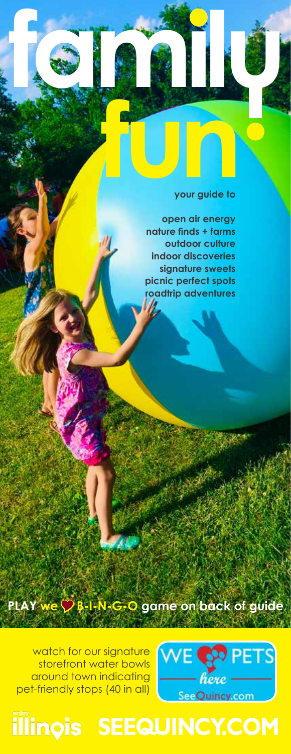# family fun!

**your guide to**

**open air energy**
**nature finds + farms**
**outdoor culture**
**indoor discoveries**
**signature sweets**
**picnic perfect spots**
**roadtrip adventures**

**PLAY we ♥ B-I-N-G-O game on back of guide**

watch for our signature storefront water bowls around town indicating pet-friendly stops (40 in all)

WE ♥ PETS here SeeQuincy.com

enjoy illinois **SEEQUINCY.COM**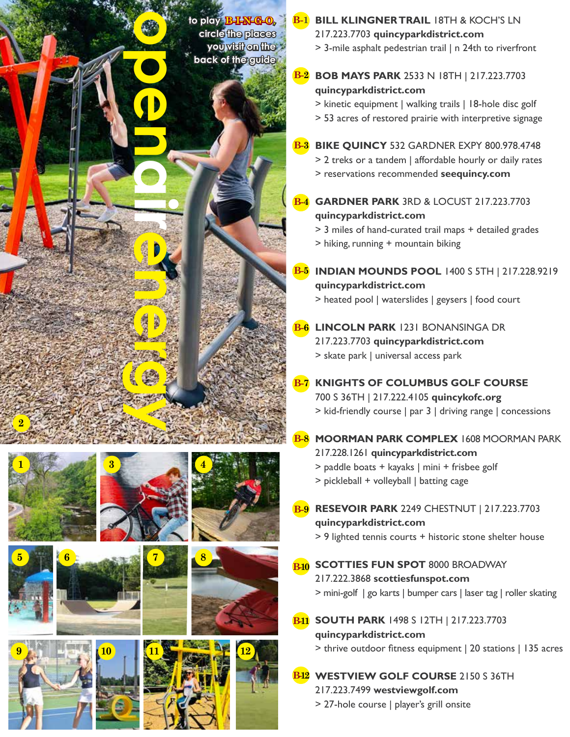# openairenergy

to play B-I-N-G-O, circle the places you visit on the back of the guide

**B-1 BILL KLINGNER TRAIL** 18TH & KOCH'S LN
217.223.7703 **quincyparkdistrict.com**
> 3-mile asphalt pedestrian trail | n 24th to riverfront

**B-2 BOB MAYS PARK** 2533 N 18TH | 217.223.7703
**quincyparkdistrict.com**
> kinetic equipment | walking trails | 18-hole disc golf
> 53 acres of restored prairie with interpretive signage

**B-3 BIKE QUINCY** 532 GARDNER EXPY 800.978.4748
> 2 treks or a tandem | affordable hourly or daily rates
> reservations recommended **seequincy.com**

**B-4 GARDNER PARK** 3RD & LOCUST 217.223.7703
**quincyparkdistrict.com**
> 3 miles of hand-curated trail maps + detailed grades
> hiking, running + mountain biking

**B-5 INDIAN MOUNDS POOL** 1400 S 5TH | 217.228.9219
**quincyparkdistrict.com**
> heated pool | waterslides | geysers | food court

**B-6 LINCOLN PARK** 1231 BONANSINGA DR
217.223.7703 **quincyparkdistrict.com**
> skate park | universal access park

**B-7 KNIGHTS OF COLUMBUS GOLF COURSE**
700 S 36TH | 217.222.4105 **quincykofc.org**
> kid-friendly course | par 3 | driving range | concessions

**B-8 MOORMAN PARK COMPLEX** 1608 MOORMAN PARK
217.228.1261 **quincyparkdistrict.com**
> paddle boats + kayaks | mini + frisbee golf
> pickleball + volleyball | batting cage

**B-9 RESEVOIR PARK** 2249 CHESTNUT | 217.223.7703
**quincyparkdistrict.com**
> 9 lighted tennis courts + historic stone shelter house

**B-10 SCOTTIES FUN SPOT** 8000 BROADWAY
217.222.3868 **scottiesfunspot.com**
> mini-golf | go karts | bumper cars | laser tag | roller skating

**B-11 SOUTH PARK** 1498 S 12TH | 217.223.7703
**quincyparkdistrict.com**
> thrive outdoor fitness equipment | 20 stations | 135 acres

**B-12 WESTVIEW GOLF COURSE** 2150 S 36TH
217.223.7499 **westviewgolf.com**
> 27-hole course | player's grill onsite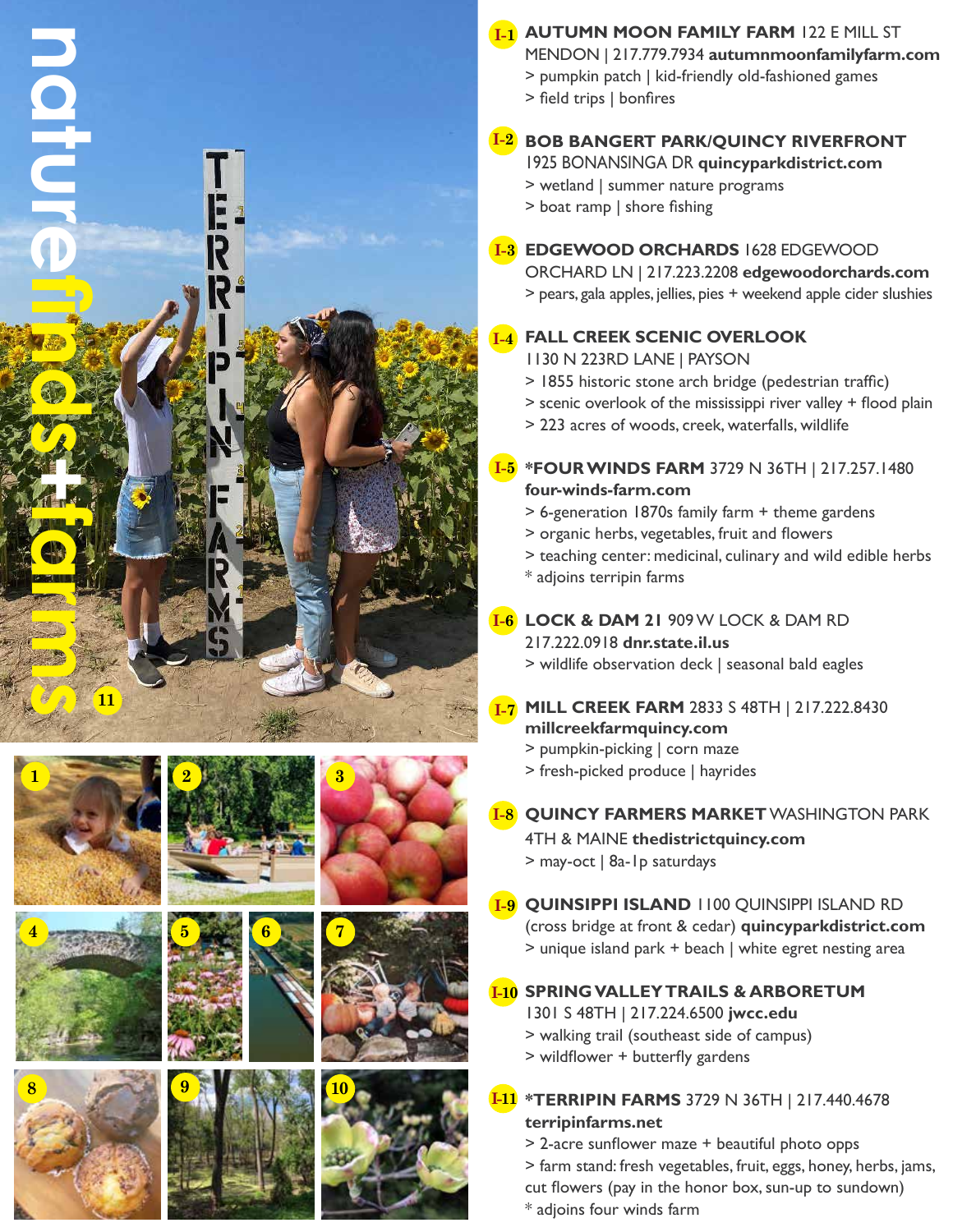# nature finds + farms

**I-1 AUTUMN MOON FAMILY FARM** 122 E MILL ST MENDON | 217.779.7934 **autumnmoonfamilyfarm.com**
> pumpkin patch | kid-friendly old-fashioned games
> field trips | bonfires

**I-2 BOB BANGERT PARK/QUINCY RIVERFRONT** 1925 BONANSINGA DR **quincyparkdistrict.com**
> wetland | summer nature programs
> boat ramp | shore fishing

**I-3 EDGEWOOD ORCHARDS** 1628 EDGEWOOD ORCHARD LN | 217.223.2208 **edgewoodorchards.com**
> pears, gala apples, jellies, pies + weekend apple cider slushies

**I-4 FALL CREEK SCENIC OVERLOOK** 1130 N 223RD LANE | PAYSON
> 1855 historic stone arch bridge (pedestrian traffic)
> scenic overlook of the mississippi river valley + flood plain
> 223 acres of woods, creek, waterfalls, wildlife

**I-5 *FOUR WINDS FARM** 3729 N 36TH | 217.257.1480 **four-winds-farm.com**
> 6-generation 1870s family farm + theme gardens
> organic herbs, vegetables, fruit and flowers
> teaching center: medicinal, culinary and wild edible herbs
* adjoins terripin farms

**I-6 LOCK & DAM 21** 909 W LOCK & DAM RD 217.222.0918 **dnr.state.il.us**
> wildlife observation deck | seasonal bald eagles

**I-7 MILL CREEK FARM** 2833 S 48TH | 217.222.8430 **millcreekfarmquincy.com**
> pumpkin-picking | corn maze
> fresh-picked produce | hayrides

**I-8 QUINCY FARMERS MARKET** WASHINGTON PARK 4TH & MAINE **thedistrictquincy.com**
> may-oct | 8a-1p saturdays

**I-9 QUINSIPPI ISLAND** 1100 QUINSIPPI ISLAND RD (cross bridge at front & cedar) **quincyparkdistrict.com**
> unique island park + beach | white egret nesting area

**I-10 SPRING VALLEY TRAILS & ARBORETUM** 1301 S 48TH | 217.224.6500 **jwcc.edu**
> walking trail (southeast side of campus)
> wildflower + butterfly gardens

**I-11 *TERRIPIN FARMS** 3729 N 36TH | 217.440.4678 **terripinfarms.net**
> 2-acre sunflower maze + beautiful photo opps
> farm stand: fresh vegetables, fruit, eggs, honey, herbs, jams, cut flowers (pay in the honor box, sun-up to sundown)
* adjoins four winds farm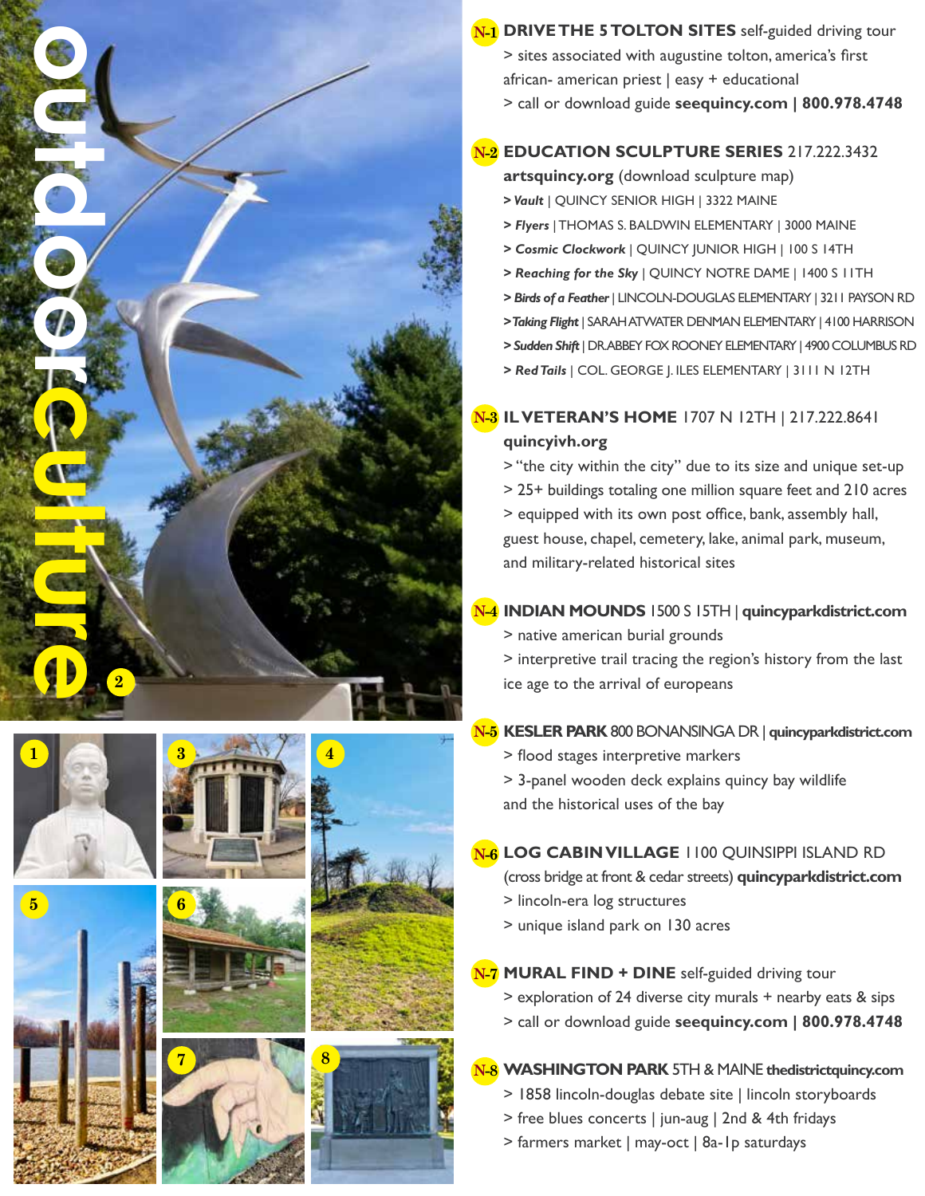# outdoor culture

**N-1 DRIVE THE 5 TOLTON SITES** self-guided driving tour
> sites associated with augustine tolton, america's first african- american priest | easy + educational
> call or download guide **seequincy.com | 800.978.4748**

**N-2 EDUCATION SCULPTURE SERIES** 217.222.3432
**artsquincy.org** (download sculpture map)
> ***Vault*** | QUINCY SENIOR HIGH | 3322 MAINE
> ***Flyers*** | THOMAS S. BALDWIN ELEMENTARY | 3000 MAINE
> ***Cosmic Clockwork*** | QUINCY JUNIOR HIGH | 100 S 14TH
> ***Reaching for the Sky*** | QUINCY NOTRE DAME | 1400 S 11TH
> ***Birds of a Feather*** | LINCOLN-DOUGLAS ELEMENTARY | 3211 PAYSON RD
> ***Taking Flight*** | SARAH ATWATER DENMAN ELEMENTARY | 4100 HARRISON
> ***Sudden Shift*** | DR. ABBEY FOX ROONEY ELEMENTARY | 4900 COLUMBUS RD
> ***Red Tails*** | COL. GEORGE J. ILES ELEMENTARY | 3111 N 12TH

**N-3 IL VETERAN'S HOME** 1707 N 12TH | 217.222.8641
**quincyivh.org**
> "the city within the city" due to its size and unique set-up
> 25+ buildings totaling one million square feet and 210 acres
> equipped with its own post office, bank, assembly hall, guest house, chapel, cemetery, lake, animal park, museum, and military-related historical sites

**N-4 INDIAN MOUNDS** 1500 S 15TH | **quincyparkdistrict.com**
> native american burial grounds
> interpretive trail tracing the region's history from the last ice age to the arrival of europeans

**N-5 KESLER PARK** 800 BONANSINGA DR | **quincyparkdistrict.com**
> flood stages interpretive markers
> 3-panel wooden deck explains quincy bay wildlife and the historical uses of the bay

**N-6 LOG CABIN VILLAGE** 1100 QUINSIPPI ISLAND RD (cross bridge at front & cedar streets) **quincyparkdistrict.com**
> lincoln-era log structures
> unique island park on 130 acres

**N-7 MURAL FIND + DINE** self-guided driving tour
> exploration of 24 diverse city murals + nearby eats & sips
> call or download guide **seequincy.com | 800.978.4748**

**N-8 WASHINGTON PARK** 5TH & MAINE **thedistrictquincy.com**
> 1858 lincoln-douglas debate site | lincoln storyboards
> free blues concerts | jun-aug | 2nd & 4th fridays
> farmers market | may-oct | 8a-1p saturdays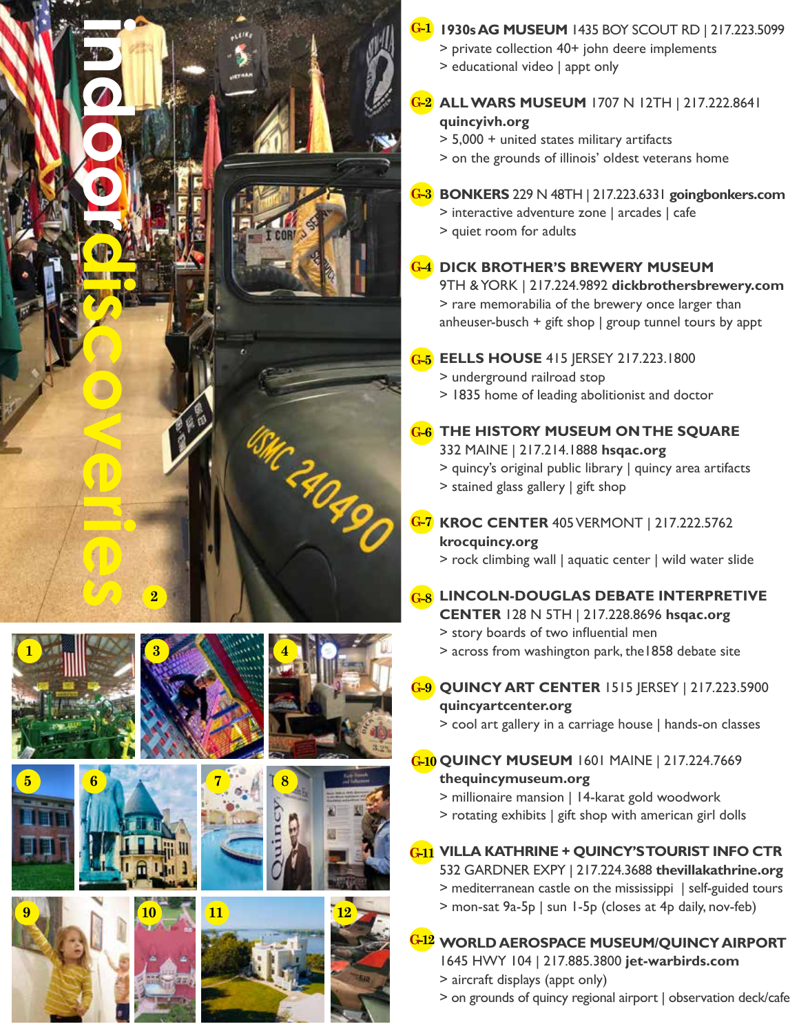# indoor discoveries

**G-1 1930s AG MUSEUM** 1435 BOY SCOUT RD | 217.223.5099
> private collection 40+ john deere implements
> educational video | appt only

**G-2 ALL WARS MUSEUM** 1707 N 12TH | 217.222.8641 **quincyivh.org**
> 5,000 + united states military artifacts
> on the grounds of illinois' oldest veterans home

**G-3 BONKERS** 229 N 48TH | 217.223.6331 **goingbonkers.com**
> interactive adventure zone | arcades | cafe
> quiet room for adults

**G-4 DICK BROTHER'S BREWERY MUSEUM** 9TH & YORK | 217.224.9892 **dickbrothersbrewery.com**
> rare memorabilia of the brewery once larger than anheuser-busch + gift shop | group tunnel tours by appt

**G-5 EELLS HOUSE** 415 JERSEY 217.223.1800
> underground railroad stop
> 1835 home of leading abolitionist and doctor

**G-6 THE HISTORY MUSEUM ON THE SQUARE** 332 MAINE | 217.214.1888 **hsqac.org**
> quincy's original public library | quincy area artifacts
> stained glass gallery | gift shop

**G-7 KROC CENTER** 405 VERMONT | 217.222.5762 **krocquincy.org**
> rock climbing wall | aquatic center | wild water slide

**G-8 LINCOLN-DOUGLAS DEBATE INTERPRETIVE CENTER** 128 N 5TH | 217.228.8696 **hsqac.org**
> story boards of two influential men
> across from washington park, the1858 debate site

**G-9 QUINCY ART CENTER** 1515 JERSEY | 217.223.5900 **quincyartcenter.org**
> cool art gallery in a carriage house | hands-on classes

**G-10 QUINCY MUSEUM** 1601 MAINE | 217.224.7669 **thequincymuseum.org**
> millionaire mansion | 14-karat gold woodwork
> rotating exhibits | gift shop with american girl dolls

**G-11 VILLA KATHRINE + QUINCY'S TOURIST INFO CTR** 532 GARDNER EXPY | 217.224.3688 **thevillakathrine.org**
> mediterranean castle on the mississippi | self-guided tours
> mon-sat 9a-5p | sun 1-5p (closes at 4p daily, nov-feb)

**G-12 WORLD AEROSPACE MUSEUM/QUINCY AIRPORT** 1645 HWY 104 | 217.885.3800 **jet-warbirds.com**
> aircraft displays (appt only)
> on grounds of quincy regional airport | observation deck/cafe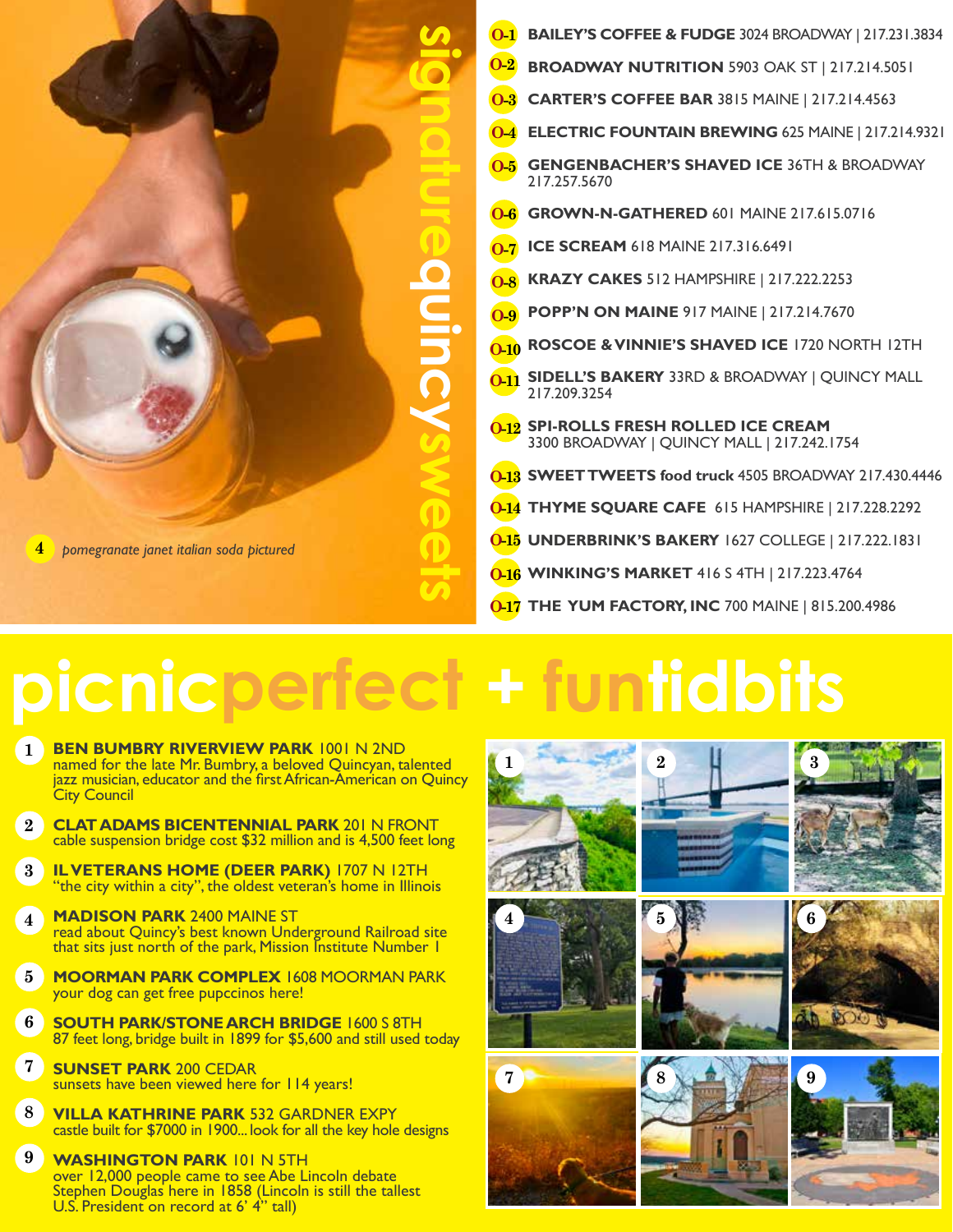## signaturequincysweets

4 *pomegranate janet italian soda pictured*

- O-1 **BAILEY'S COFFEE & FUDGE** 3024 BROADWAY | 217.231.3834
- O-2 **BROADWAY NUTRITION** 5903 OAK ST | 217.214.5051
- O-3 **CARTER'S COFFEE BAR** 3815 MAINE | 217.214.4563
- O-4 **ELECTRIC FOUNTAIN BREWING** 625 MAINE | 217.214.9321
- O-5 **GENGENBACHER'S SHAVED ICE** 36TH & BROADWAY 217.257.5670
- O-6 **GROWN-N-GATHERED** 601 MAINE 217.615.0716
- O-7 **ICE SCREAM** 618 MAINE 217.316.6491
- O-8 **KRAZY CAKES** 512 HAMPSHIRE | 217.222.2253
- O-9 **POPP'N ON MAINE** 917 MAINE | 217.214.7670
- O-10 **ROSCOE & VINNIE'S SHAVED ICE** 1720 NORTH 12TH
- O-11 **SIDELL'S BAKERY** 33RD & BROADWAY | QUINCY MALL 217.209.3254
- O-12 **SPI-ROLLS FRESH ROLLED ICE CREAM** 3300 BROADWAY | QUINCY MALL | 217.242.1754
- O-13 **SWEET TWEETS food truck** 4505 BROADWAY 217.430.4446
- O-14 **THYME SQUARE CAFE** 615 HAMPSHIRE | 217.228.2292
- O-15 **UNDERBRINK'S BAKERY** 1627 COLLEGE | 217.222.1831
- O-16 **WINKING'S MARKET** 416 S 4TH | 217.223.4764
- O-17 **THE YUM FACTORY, INC** 700 MAINE | 815.200.4986

# picnicperfect + funtidbits

1. **BEN BUMBRY RIVERVIEW PARK** 1001 N 2ND
   named for the late Mr. Bumbry, a beloved Quincyan, talented jazz musician, educator and the first African-American on Quincy City Council
2. **CLAT ADAMS BICENTENNIAL PARK** 201 N FRONT
   cable suspension bridge cost $32 million and is 4,500 feet long
3. **IL VETERANS HOME (DEER PARK)** 1707 N 12TH
   "the city within a city", the oldest veteran's home in Illinois
4. **MADISON PARK** 2400 MAINE ST
   read about Quincy's best known Underground Railroad site that sits just north of the park, Mission Institute Number 1
5. **MOORMAN PARK COMPLEX** 1608 MOORMAN PARK
   your dog can get free pupccinos here!
6. **SOUTH PARK/STONE ARCH BRIDGE** 1600 S 8TH
   87 feet long, bridge built in 1899 for $5,600 and still used today
7. **SUNSET PARK** 200 CEDAR
   sunsets have been viewed here for 114 years!
8. **VILLA KATHRINE PARK** 532 GARDNER EXPY
   castle built for $7000 in 1900... look for all the key hole designs
9. **WASHINGTON PARK** 101 N 5TH
   over 12,000 people came to see Abe Lincoln debate Stephen Douglas here in 1858 (Lincoln is still the tallest U.S. President on record at 6' 4" tall)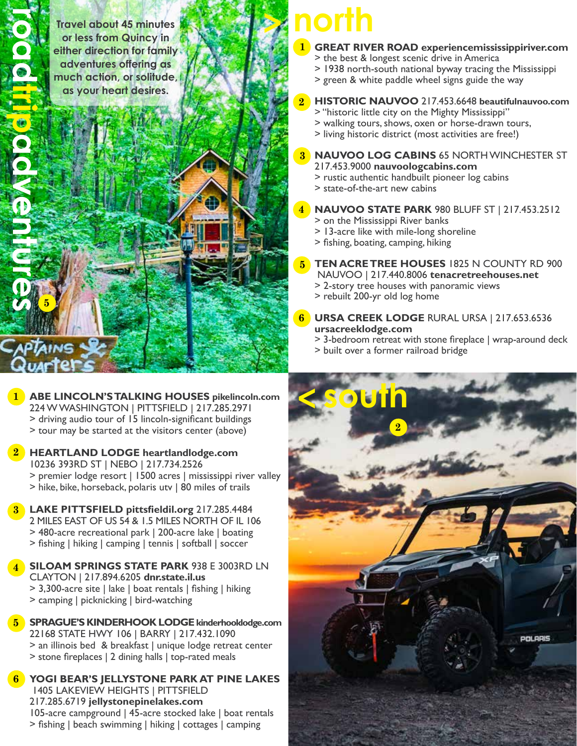# roadtripadventures

Travel about 45 minutes or less from Quincy in either direction for family adventures offering as much action, or solitude, as your heart desires.

## > north

1. **GREAT RIVER ROAD experiencemississippiriver.com**
   > the best & longest scenic drive in America
   > 1938 north-south national byway tracing the Mississippi
   > green & white paddle wheel signs guide the way

2. **HISTORIC NAUVOO** 217.453.6648 **beautifulnauvoo.com**
   > "historic little city on the Mighty Mississippi"
   > walking tours, shows, oxen or horse-drawn tours,
   > living historic district (most activities are free!)

3. **NAUVOO LOG CABINS** 65 NORTH WINCHESTER ST 217.453.9000 **nauvoologcabins.com**
   > rustic authentic handbuilt pioneer log cabins
   > state-of-the-art new cabins

4. **NAUVOO STATE PARK** 980 BLUFF ST | 217.453.2512
   > on the Mississippi River banks
   > 13-acre like with mile-long shoreline
   > fishing, boating, camping, hiking

5. **TEN ACRE TREE HOUSES** 1825 N COUNTY RD 900 NAUVOO | 217.440.8006 **tenacretreehouses.net**
   > 2-story tree houses with panoramic views
   > rebuilt 200-yr old log home

6. **URSA CREEK LODGE** RURAL URSA | 217.653.6536 **ursacreeklodge.com**
   > 3-bedroom retreat with stone fireplace | wrap-around deck
   > built over a former railroad bridge

## < south

1. **ABE LINCOLN'S TALKING HOUSES pikelincoln.com**
   224 W WASHINGTON | PITTSFIELD | 217.285.2971
   > driving audio tour of 15 lincoln-significant buildings
   > tour may be started at the visitors center (above)

2. **HEARTLAND LODGE heartlandlodge.com**
   10236 393RD ST | NEBO | 217.734.2526
   > premier lodge resort | 1500 acres | mississippi river valley
   > hike, bike, horseback, polaris utv | 80 miles of trails

3. **LAKE PITTSFIELD pittsfieldil.org** 217.285.4484
   2 MILES EAST OF US 54 & 1.5 MILES NORTH OF IL 106
   > 480-acre recreational park | 200-acre lake | boating
   > fishing | hiking | camping | tennis | softball | soccer

4. **SILOAM SPRINGS STATE PARK** 938 E 3003RD LN CLAYTON | 217.894.6205 **dnr.state.il.us**
   > 3,300-acre site | lake | boat rentals | fishing | hiking
   > camping | picknicking | bird-watching

5. **SPRAGUE'S KINDERHOOK LODGE kinderhooklodge.com**
   22168 STATE HWY 106 | BARRY | 217.432.1090
   > an illinois bed & breakfast | unique lodge retreat center
   > stone fireplaces | 2 dining halls | top-rated meals

6. **YOGI BEAR'S JELLYSTONE PARK AT PINE LAKES**
   1405 LAKEVIEW HEIGHTS | PITTSFIELD
   217.285.6719 **jellystonepinelakes.com**
   105-acre campground | 45-acre stocked lake | boat rentals
   > fishing | beach swimming | hiking | cottages | camping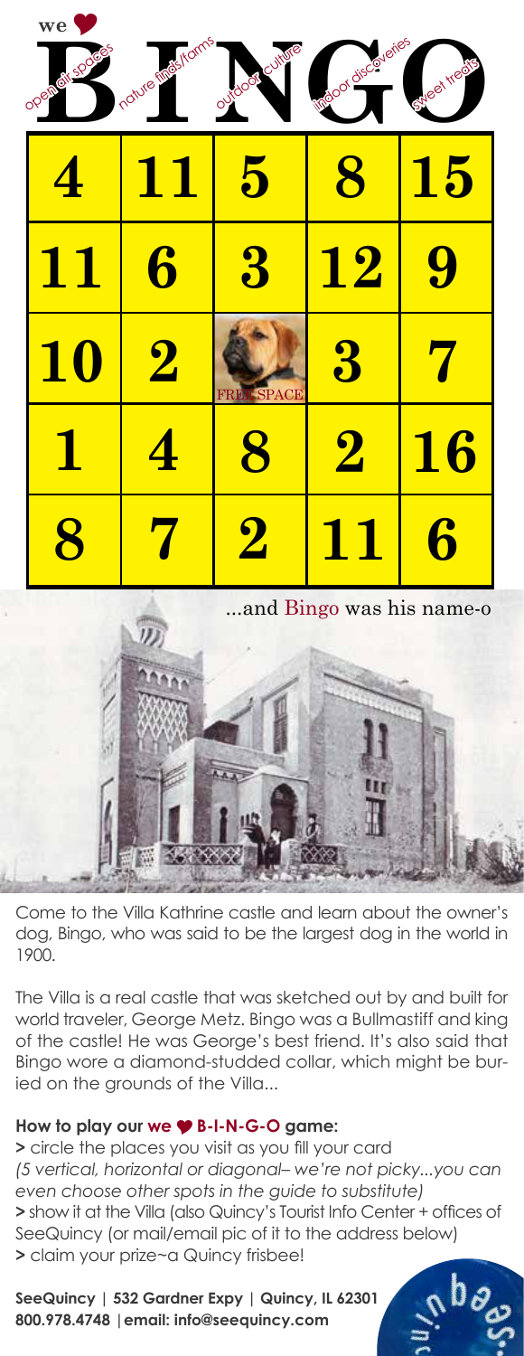we ♥

# BINGO

open air spaces | nature finds/farms | outdoor culture | indoor discoveries | sweet treats

| B | I | N | G | O |
|---|---|---|---|---|
| 4 | 11 | 5 | 8 | 15 |
| 11 | 6 | 3 | 12 | 9 |
| 10 | 2 | FREE SPACE | 3 | 7 |
| 1 | 4 | 8 | 2 | 16 |
| 8 | 7 | 2 | 11 | 6 |

...and Bingo was his name-o

Come to the Villa Kathrine castle and learn about the owner's dog, Bingo, who was said to be the largest dog in the world in 1900.

The Villa is a real castle that was sketched out by and built for world traveler, George Metz. Bingo was a Bullmastiff and king of the castle! He was George's best friend. It's also said that Bingo wore a diamond-studded collar, which might be buried on the grounds of the Villa...

**How to play our we ♥ B-I-N-G-O game:**

> circle the places you visit as you fill your card
*(5 vertical, horizontal or diagonal– we're not picky...you can even choose other spots in the guide to substitute)*
> show it at the Villa (also Quincy's Tourist Info Center + offices of SeeQuincy (or mail/email pic of it to the address below)
> claim your prize~a Quincy frisbee!

**SeeQuincy | 532 Gardner Expy | Quincy, IL 62301**
**800.978.4748 | email: info@seequincy.com**